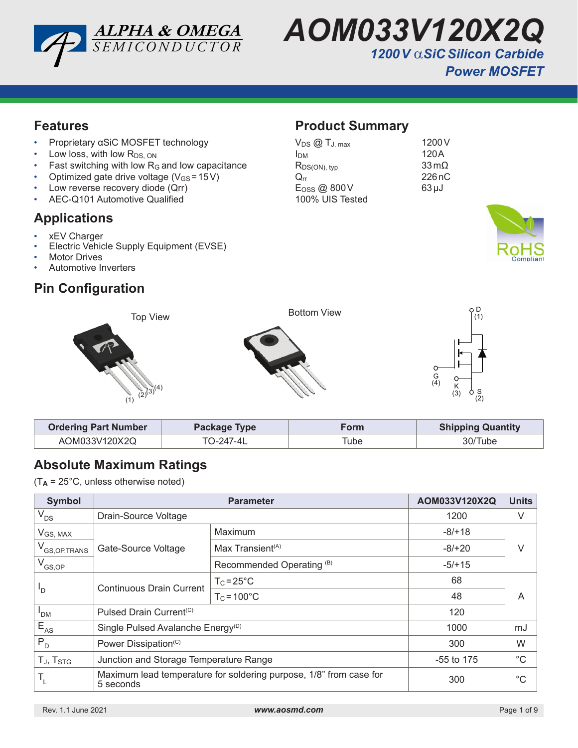# AOM033V120X2Q

## 1200 V αSiC Silicon Carbide Power MOSFET

## Features

- Proprietary αSiC MOSFET technology
- Low loss, with low $R_{DS,\ ON}$
- Fast switching with low $R_G$ and low capacitance
- Optimized gate drive voltage ($V_{GS}$ = 15 V)
- Low reverse recovery diode (Qrr)
- AEC-Q101 Automotive Qualified

## Product Summary

| | |
|---|---|
| $V_{DS}$ @ $T_{J,\ max}$ | 1200 V |
| $I_{DM}$ | 120 A |
| $R_{DS(ON),\ typ}$ | 33 mΩ |
| $Q_{rr}$ | 226 nC |
| $E_{OSS}$ @ 800 V | 63 µJ |
| 100% UIS Tested | |

RoHS Compliant

## Applications

- xEV Charger
- Electric Vehicle Supply Equipment (EVSE)
- Motor Drives
- Automotive Inverters

## Pin Configuration

Top View

Bottom View

D (1), G (4), K (3), S (2)

| Ordering Part Number | Package Type | Form | Shipping Quantity |
|---|---|---|---|
| AOM033V120X2Q | TO-247-4L | Tube | 30/Tube |

## Absolute Maximum Ratings

($T_A$ = 25°C, unless otherwise noted)

| Symbol | Parameter | | AOM033V120X2Q | Units |
|---|---|---|---|---|
| $V_{DS}$ | Drain-Source Voltage | | 1200 | V |
| $V_{GS,\ MAX}$ | Gate-Source Voltage | Maximum | -8/+18 | V |
| $V_{GS,OP,TRANS}$ | | Max Transient[(A)] | -8/+20 | |
| $V_{GS,OP}$ | | Recommended Operating [(B)] | -5/+15 | |
| $I_D$ | Continuous Drain Current | $T_C$=25°C | 68 | A |
| | | $T_C$=100°C | 48 | |
| $I_{DM}$ | Pulsed Drain Current[(C)] | | 120 | |
| $E_{AS}$ | Single Pulsed Avalanche Energy[(D)] | | 1000 | mJ |
| $P_D$ | Power Dissipation[(C)] | | 300 | W |
| $T_J$, $T_{STG}$ | Junction and Storage Temperature Range | | -55 to 175 | °C |
| $T_L$ | Maximum lead temperature for soldering purpose, 1/8" from case for 5 seconds | | 300 | °C |

Rev. 1.1 June 2021 www.aosmd.com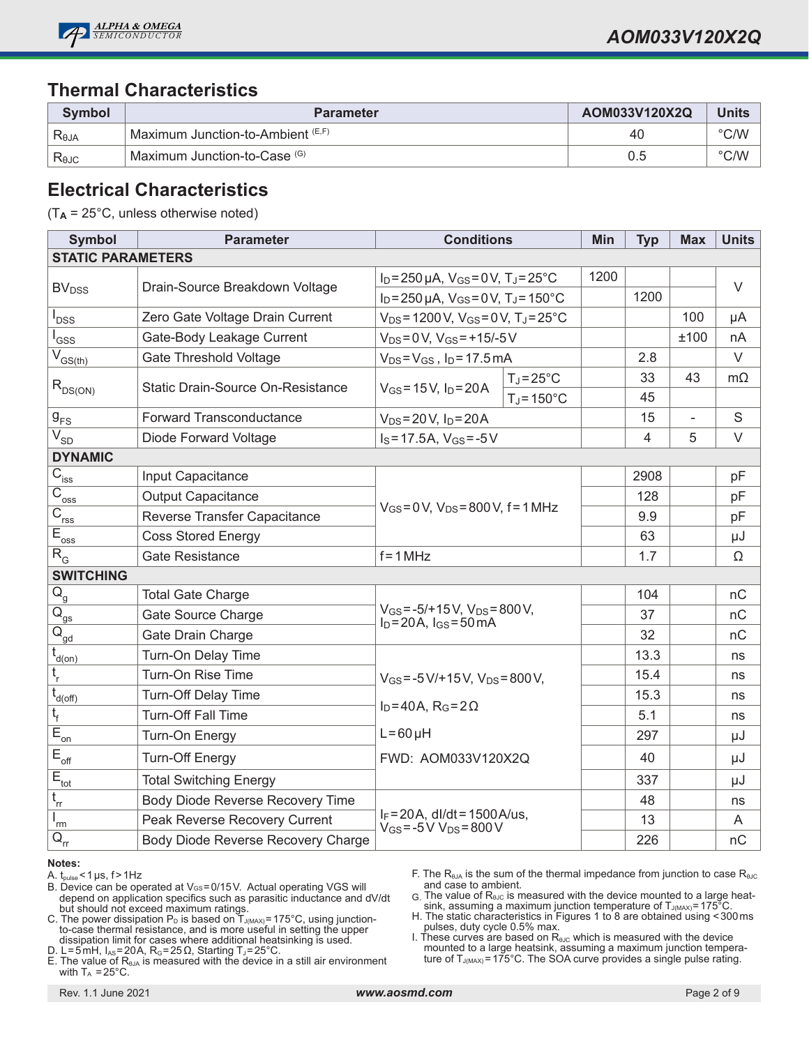## Thermal Characteristics

| Symbol | Parameter | AOM033V120X2Q | Units |
|---|---|---|---|
| $R_{\theta JA}$ | Maximum Junction-to-Ambient (E,F) | 40 | °C/W |
| $R_{\theta JC}$ | Maximum Junction-to-Case (G) | 0.5 | °C/W |

## Electrical Characteristics

($T_A$ = 25°C, unless otherwise noted)

| Symbol | Parameter | Conditions | | Min | Typ | Max | Units |
|---|---|---|---|---|---|---|---|
| **STATIC PARAMETERS** | | | | | | | |
| $BV_{DSS}$ | Drain-Source Breakdown Voltage | $I_D$=250µA, $V_{GS}$=0V, $T_J$=25°C | | 1200 | | | V |
| | | $I_D$=250µA, $V_{GS}$=0V, $T_J$=150°C | | | 1200 | | |
| $I_{DSS}$ | Zero Gate Voltage Drain Current | $V_{DS}$=1200V, $V_{GS}$=0V, $T_J$=25°C | | | | 100 | µA |
| $I_{GSS}$ | Gate-Body Leakage Current | $V_{DS}$=0V, $V_{GS}$=+15/-5V | | | | ±100 | nA |
| $V_{GS(th)}$ | Gate Threshold Voltage | $V_{DS}$=$V_{GS}$, $I_D$=17.5mA | | | 2.8 | | V |
| $R_{DS(ON)}$ | Static Drain-Source On-Resistance | $V_{GS}$=15V, $I_D$=20A | $T_J$=25°C | | 33 | 43 | mΩ |
| | | | $T_J$=150°C | | 45 | | |
| $g_{FS}$ | Forward Transconductance | $V_{DS}$=20V, $I_D$=20A | | | 15 | - | S |
| $V_{SD}$ | Diode Forward Voltage | $I_S$=17.5A, $V_{GS}$=-5V | | | 4 | 5 | V |
| **DYNAMIC** | | | | | | | |
| $C_{iss}$ | Input Capacitance | $V_{GS}$=0V, $V_{DS}$=800V, f=1MHz | | | 2908 | | pF |
| $C_{oss}$ | Output Capacitance | | | | 128 | | pF |
| $C_{rss}$ | Reverse Transfer Capacitance | | | | 9.9 | | pF |
| $E_{oss}$ | Coss Stored Energy | | | | 63 | | µJ |
| $R_G$ | Gate Resistance | f=1MHz | | | 1.7 | | Ω |
| **SWITCHING** | | | | | | | |
| $Q_g$ | Total Gate Charge | $V_{GS}$=-5/+15V, $V_{DS}$=800V, $I_D$=20A, $I_{GS}$=50mA | | | 104 | | nC |
| $Q_{gs}$ | Gate Source Charge | | | | 37 | | nC |
| $Q_{gd}$ | Gate Drain Charge | | | | 32 | | nC |
| $t_{d(on)}$ | Turn-On Delay Time | $V_{GS}$=-5V/+15V, $V_{DS}$=800V, $I_D$=40A, $R_G$=2Ω, L=60µH, FWD: AOM033V120X2Q | | | 13.3 | | ns |
| $t_r$ | Turn-On Rise Time | | | | 15.4 | | ns |
| $t_{d(off)}$ | Turn-Off Delay Time | | | | 15.3 | | ns |
| $t_f$ | Turn-Off Fall Time | | | | 5.1 | | ns |
| $E_{on}$ | Turn-On Energy | | | | 297 | | µJ |
| $E_{off}$ | Turn-Off Energy | | | | 40 | | µJ |
| $E_{tot}$ | Total Switching Energy | | | | 337 | | µJ |
| $t_{rr}$ | Body Diode Reverse Recovery Time | $I_F$=20A, dI/dt=1500A/us, $V_{GS}$=-5V $V_{DS}$=800V | | | 48 | | ns |
| $I_{rm}$ | Peak Reverse Recovery Current | | | | 13 | | A |
| $Q_{rr}$ | Body Diode Reverse Recovery Charge | | | | 226 | | nC |

**Notes:**

A. $t_{pulse}$ < 1µs, f > 1Hz

B. Device can be operated at $V_{GS}$=0/15V. Actual operating VGS will depend on application specifics such as parasitic inductance and dV/dt but should not exceed maximum ratings.

C. The power dissipation $P_D$ is based on $T_{J(MAX)}$=175°C, using junction-to-case thermal resistance, and is more useful in setting the upper dissipation limit for cases where additional heatsinking is used.

D. L=5mH, $I_{AS}$=20A, $R_G$=25Ω, Starting $T_J$=25°C.

E. The value of $R_{\theta JA}$ is measured with the device in a still air environment with $T_A$ =25°C.

F. The $R_{\theta JA}$ is the sum of the thermal impedance from junction to case $R_{\theta JC}$ and case to ambient.

G. The value of $R_{\theta JC}$ is measured with the device mounted to a large heat-sink, assuming a maximum junction temperature of $T_{J(MAX)}$=175°C.

H. The static characteristics in Figures 1 to 8 are obtained using <300ms pulses, duty cycle 0.5% max.

I. These curves are based on $R_{\theta JC}$ which is measured with the device mounted to a large heatsink, assuming a maximum junction temperature of $T_{J(MAX)}$=175°C. The SOA curve provides a single pulse rating.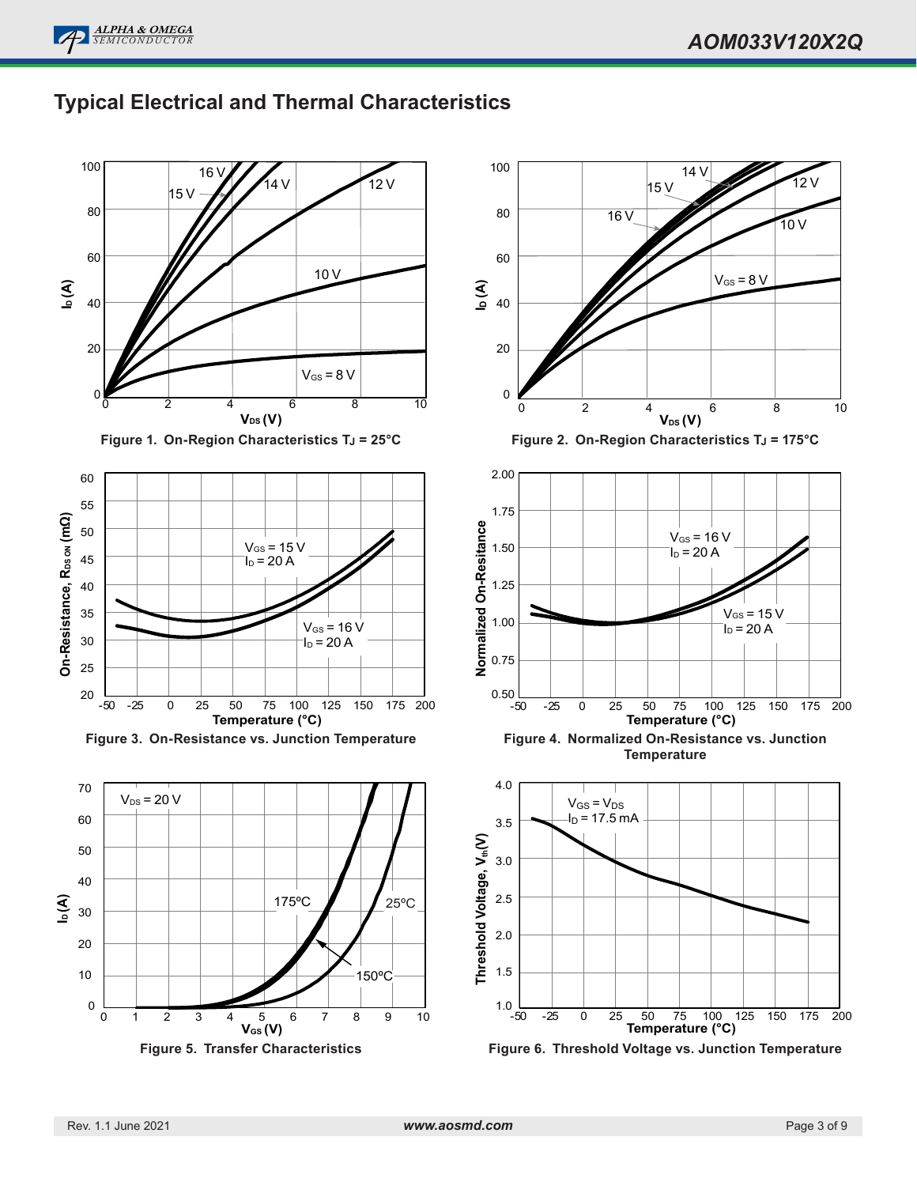## Typical Electrical and Thermal Characteristics

Figure 1. On-Region Characteristics $T_J$ = 25°C

Figure 2. On-Region Characteristics $T_J$ = 175°C

Figure 3. On-Resistance vs. Junction Temperature

Figure 4. Normalized On-Resistance vs. Junction Temperature

Figure 5. Transfer Characteristics

Figure 6. Threshold Voltage vs. Junction Temperature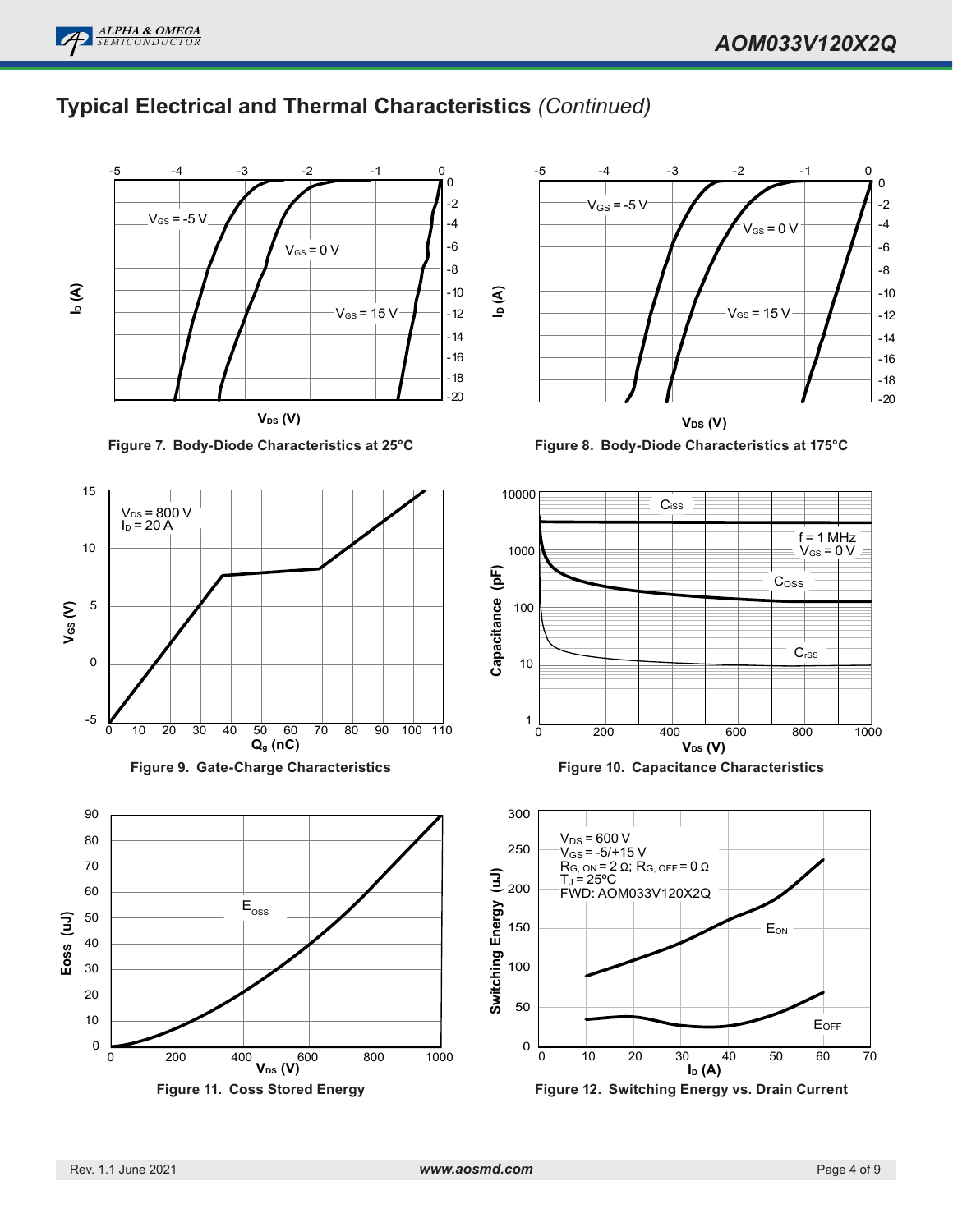## Typical Electrical and Thermal Characteristics *(Continued)*

Figure 7. Body-Diode Characteristics at 25°C

Figure 8. Body-Diode Characteristics at 175°C

Figure 9. Gate-Charge Characteristics

Figure 10. Capacitance Characteristics

Figure 11. Coss Stored Energy

Figure 12. Switching Energy vs. Drain Current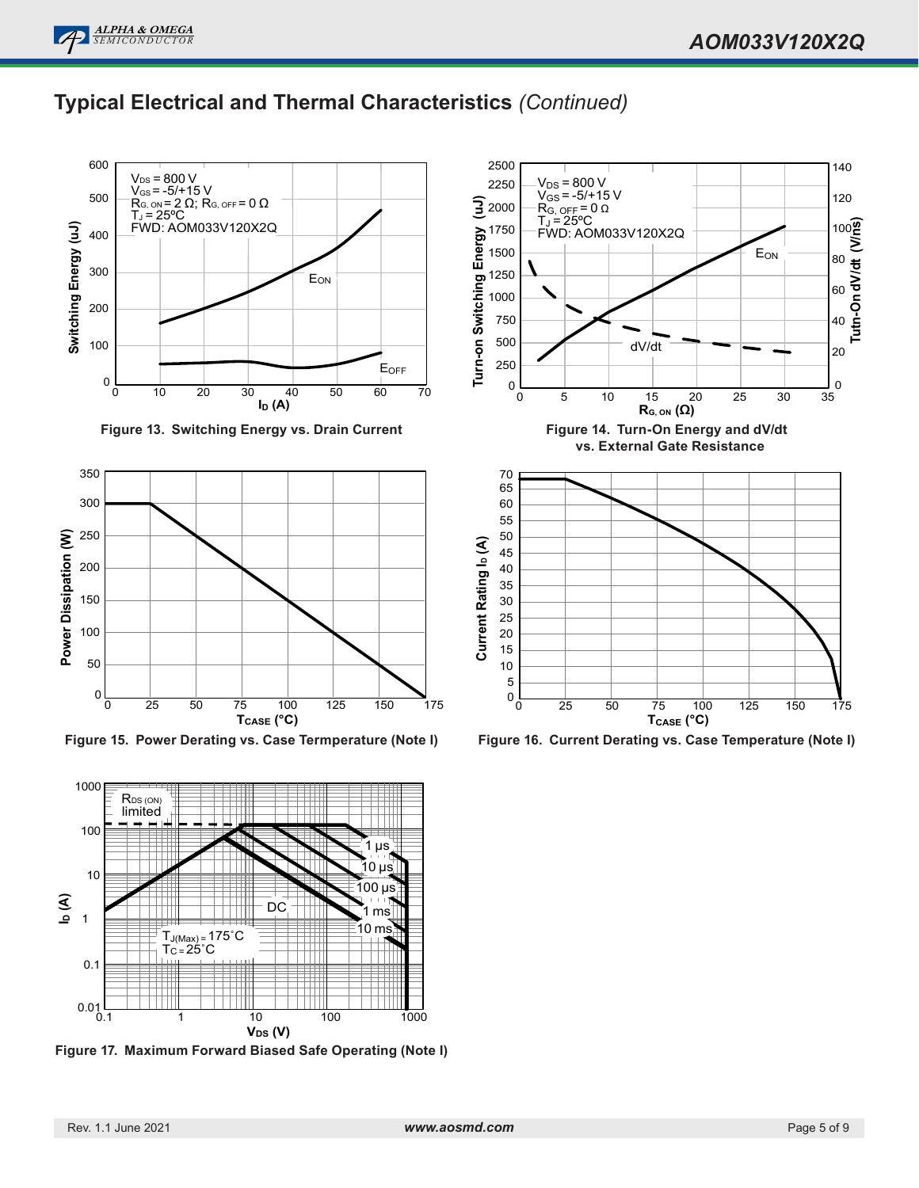## Typical Electrical and Thermal Characteristics *(Continued)*

Figure 13. Switching Energy vs. Drain Current

Figure 14. Turn-On Energy and dV/dt vs. External Gate Resistance

Figure 15. Power Derating vs. Case Termperature (Note I)

Figure 16. Current Derating vs. Case Temperature (Note I)

Figure 17. Maximum Forward Biased Safe Operating (Note I)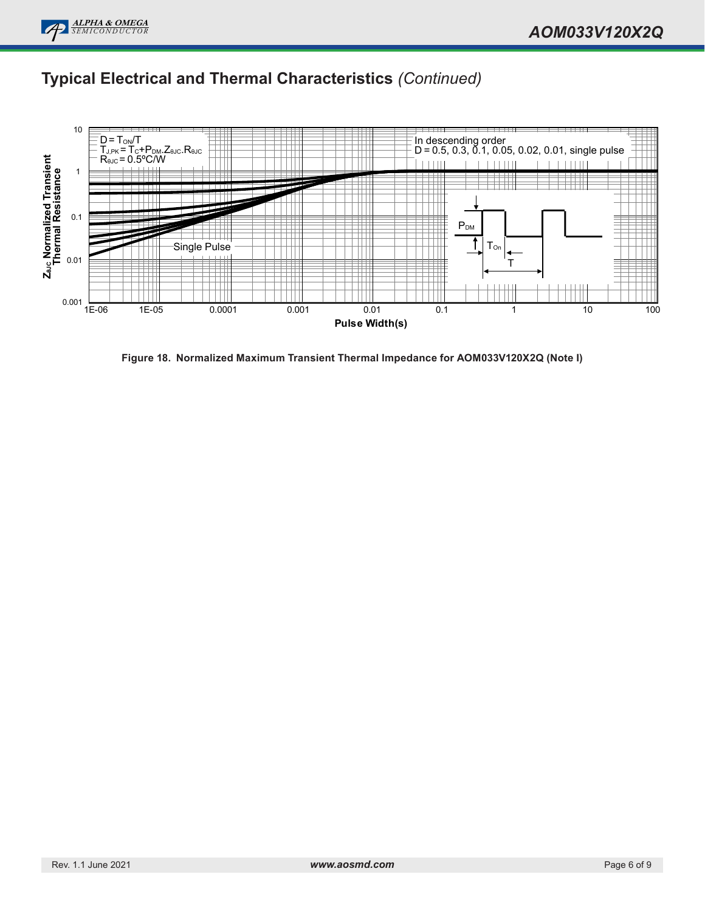## Typical Electrical and Thermal Characteristics *(Continued)*

Figure 18. Normalized Maximum Transient Thermal Impedance for AOM033V120X2Q (Note I)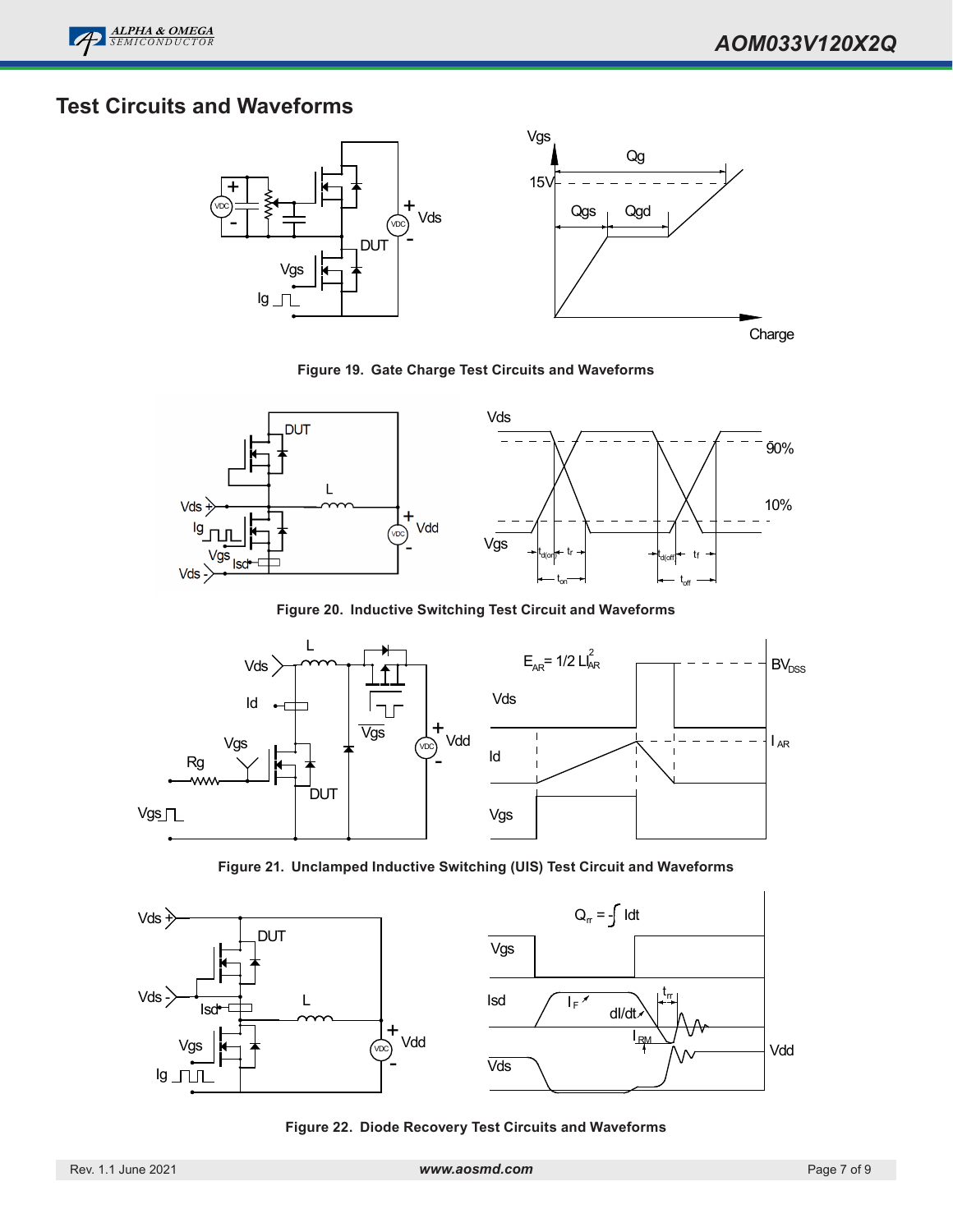## Test Circuits and Waveforms

**Figure 19. Gate Charge Test Circuits and Waveforms**

**Figure 20. Inductive Switching Test Circuit and Waveforms**

**Figure 21. Unclamped Inductive Switching (UIS) Test Circuit and Waveforms**

**Figure 22. Diode Recovery Test Circuits and Waveforms**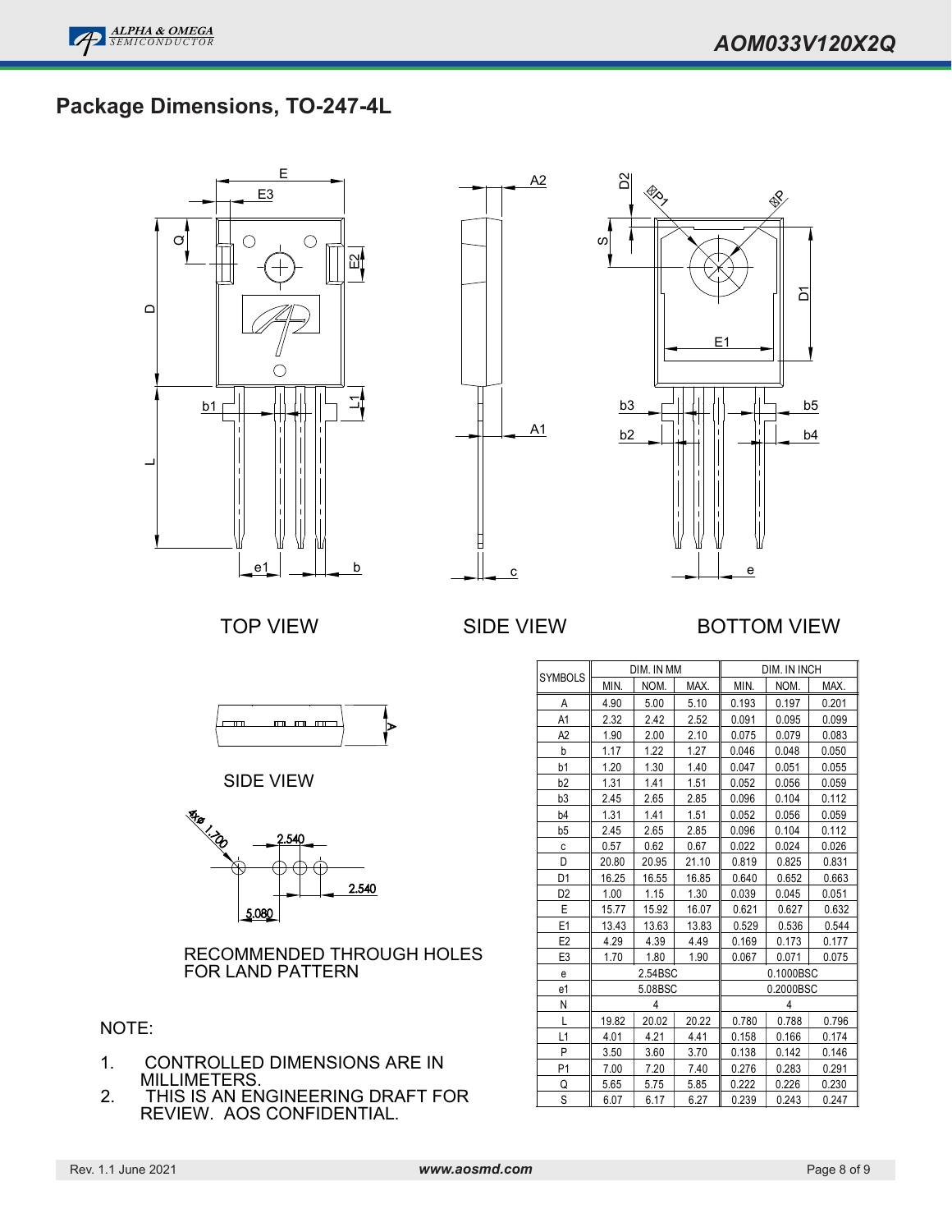## Package Dimensions, TO-247-4L

TOP VIEW

SIDE VIEW

BOTTOM VIEW

SIDE VIEW

4xø 1.700

2.540

2.540

5.080

RECOMMENDED THROUGH HOLES FOR LAND PATTERN

| SYMBOLS | DIM. IN MM | | | DIM. IN INCH | | |
|---|---|---|---|---|---|---|
| | MIN. | NOM. | MAX. | MIN. | NOM. | MAX. |
| A | 4.90 | 5.00 | 5.10 | 0.193 | 0.197 | 0.201 |
| A1 | 2.32 | 2.42 | 2.52 | 0.091 | 0.095 | 0.099 |
| A2 | 1.90 | 2.00 | 2.10 | 0.075 | 0.079 | 0.083 |
| b | 1.17 | 1.22 | 1.27 | 0.046 | 0.048 | 0.050 |
| b1 | 1.20 | 1.30 | 1.40 | 0.047 | 0.051 | 0.055 |
| b2 | 1.31 | 1.41 | 1.51 | 0.052 | 0.056 | 0.059 |
| b3 | 2.45 | 2.65 | 2.85 | 0.096 | 0.104 | 0.112 |
| b4 | 1.31 | 1.41 | 1.51 | 0.052 | 0.056 | 0.059 |
| b5 | 2.45 | 2.65 | 2.85 | 0.096 | 0.104 | 0.112 |
| c | 0.57 | 0.62 | 0.67 | 0.022 | 0.024 | 0.026 |
| D | 20.80 | 20.95 | 21.10 | 0.819 | 0.825 | 0.831 |
| D1 | 16.25 | 16.55 | 16.85 | 0.640 | 0.652 | 0.663 |
| D2 | 1.00 | 1.15 | 1.30 | 0.039 | 0.045 | 0.051 |
| E | 15.77 | 15.92 | 16.07 | 0.621 | 0.627 | 0.632 |
| E1 | 13.43 | 13.63 | 13.83 | 0.529 | 0.536 | 0.544 |
| E2 | 4.29 | 4.39 | 4.49 | 0.169 | 0.173 | 0.177 |
| E3 | 1.70 | 1.80 | 1.90 | 0.067 | 0.071 | 0.075 |
| e | | 2.54BSC | | | 0.1000BSC | |
| e1 | | 5.08BSC | | | 0.2000BSC | |
| N | | 4 | | | 4 | |
| L | 19.82 | 20.02 | 20.22 | 0.780 | 0.788 | 0.796 |
| L1 | 4.01 | 4.21 | 4.41 | 0.158 | 0.166 | 0.174 |
| P | 3.50 | 3.60 | 3.70 | 0.138 | 0.142 | 0.146 |
| P1 | 7.00 | 7.20 | 7.40 | 0.276 | 0.283 | 0.291 |
| Q | 5.65 | 5.75 | 5.85 | 0.222 | 0.226 | 0.230 |
| S | 6.07 | 6.17 | 6.27 | 0.239 | 0.243 | 0.247 |

NOTE:

1. CONTROLLED DIMENSIONS ARE IN MILLIMETERS.
2. THIS IS AN ENGINEERING DRAFT FOR REVIEW. AOS CONFIDENTIAL.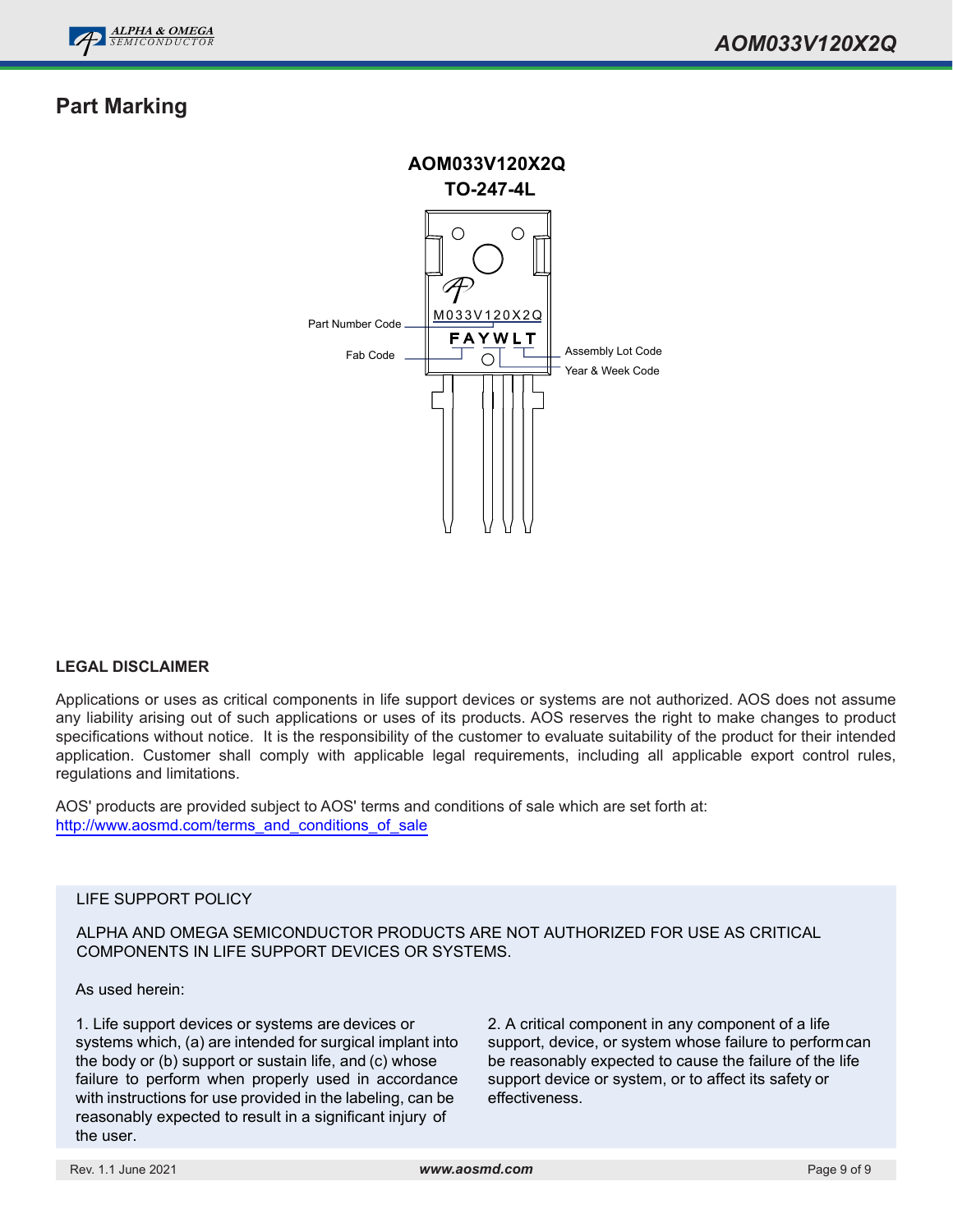## Part Marking

**AOM033V120X2Q**
**TO-247-4L**

M033V120X2Q

FAYWLT

Part Number Code

Fab Code

Assembly Lot Code

Year & Week Code

### LEGAL DISCLAIMER

Applications or uses as critical components in life support devices or systems are not authorized. AOS does not assume any liability arising out of such applications or uses of its products. AOS reserves the right to make changes to product specifications without notice. It is the responsibility of the customer to evaluate suitability of the product for their intended application. Customer shall comply with applicable legal requirements, including all applicable export control rules, regulations and limitations.

AOS' products are provided subject to AOS' terms and conditions of sale which are set forth at:
http://www.aosmd.com/terms_and_conditions_of_sale

LIFE SUPPORT POLICY

ALPHA AND OMEGA SEMICONDUCTOR PRODUCTS ARE NOT AUTHORIZED FOR USE AS CRITICAL COMPONENTS IN LIFE SUPPORT DEVICES OR SYSTEMS.

As used herein:

1. Life support devices or systems are devices or systems which, (a) are intended for surgical implant into the body or (b) support or sustain life, and (c) whose failure to perform when properly used in accordance with instructions for use provided in the labeling, can be reasonably expected to result in a significant injury of the user.

2. A critical component in any component of a life support, device, or system whose failure to perform can be reasonably expected to cause the failure of the life support device or system, or to affect its safety or effectiveness.

Rev. 1.1 June 2021 www.aosmd.com